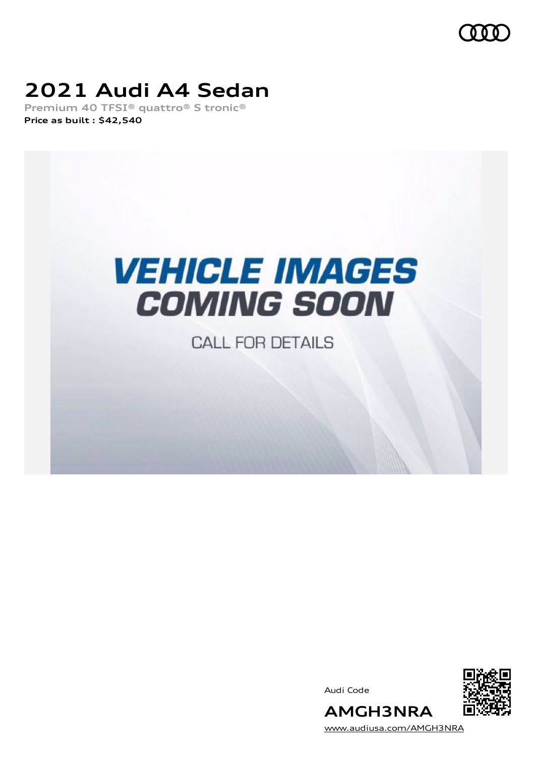# 2021 Audi A4 Sedan

**Premium 40 TFSI® quattro® S tronic®**

**Price as built : $42,540**

VEHICLE IMAGES
COMING SOON

CALL FOR DETAILS

Audi Code

**AMGH3NRA**

www.audiusa.com/AMGH3NRA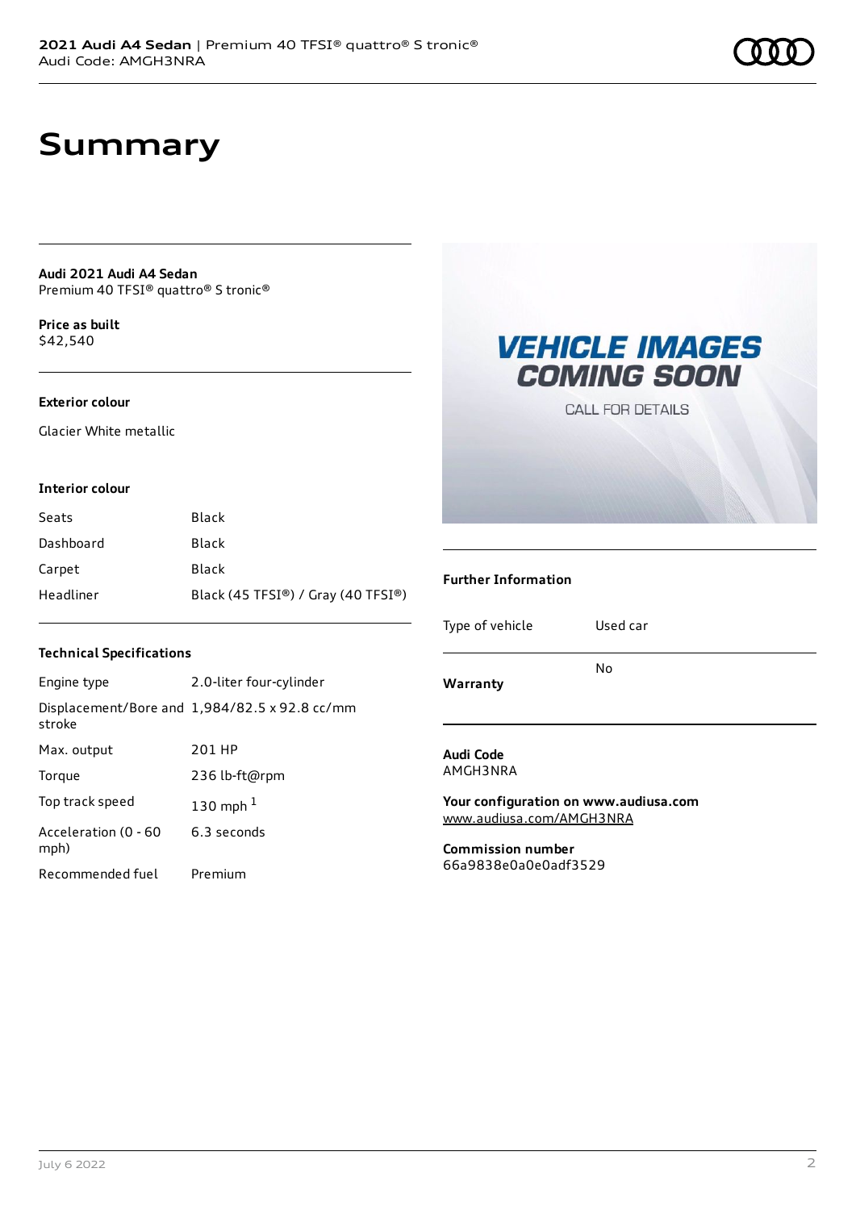# Summary

**Audi 2021 Audi A4 Sedan**
Premium 40 TFSI® quattro® S tronic®

**Price as built**
$42,540

### Exterior colour

Glacier White metallic

### Interior colour

| | |
|---|---|
| Seats | Black |
| Dashboard | Black |
| Carpet | Black |
| Headliner | Black (45 TFSI®) / Gray (40 TFSI®) |

### Technical Specifications

| | |
|---|---|
| Engine type | 2.0-liter four-cylinder |
| Displacement/Bore and stroke | 1,984/82.5 x 92.8 cc/mm |
| Max. output | 201 HP |
| Torque | 236 lb-ft@rpm |
| Top track speed | 130 mph [1] |
| Acceleration (0 - 60 mph) | 6.3 seconds |
| Recommended fuel | Premium |

VEHICLE IMAGES COMING SOON

CALL FOR DETAILS

### Further Information

| | |
|---|---|
| Type of vehicle | Used car |
| Warranty | No |

**Audi Code**
AMGH3NRA

**Your configuration on www.audiusa.com**
www.audiusa.com/AMGH3NRA

**Commission number**
66a9838e0a0e0adf3529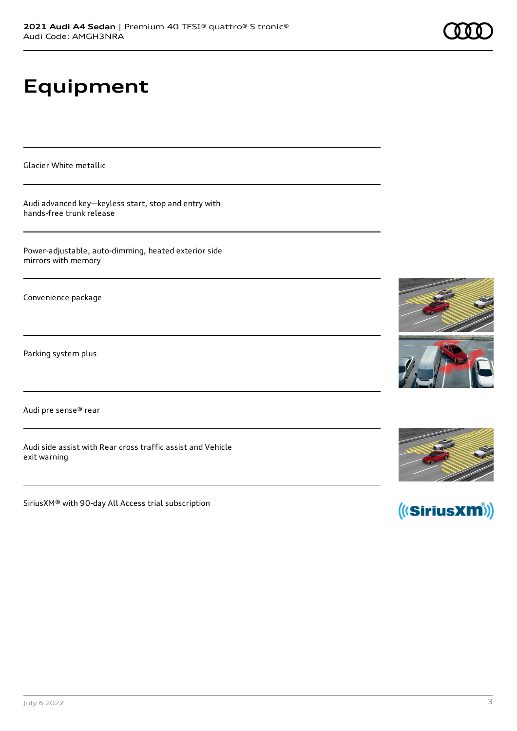# Equipment

Glacier White metallic

Audi advanced key—keyless start, stop and entry with hands-free trunk release

Power-adjustable, auto-dimming, heated exterior side mirrors with memory

Convenience package

Parking system plus

Audi pre sense® rear

Audi side assist with Rear cross traffic assist and Vehicle exit warning

SiriusXM® with 90-day All Access trial subscription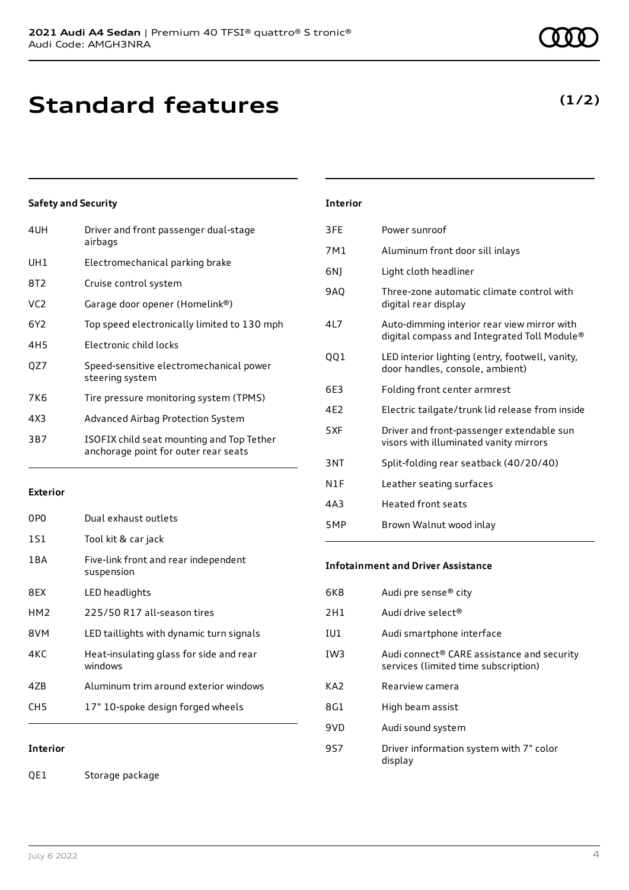# Standard features

**(1/2)**

### Safety and Security

| | |
|---|---|
| 4UH | Driver and front passenger dual-stage airbags |
| UH1 | Electromechanical parking brake |
| 8T2 | Cruise control system |
| VC2 | Garage door opener (Homelink®) |
| 6Y2 | Top speed electronically limited to 130 mph |
| 4H5 | Electronic child locks |
| QZ7 | Speed-sensitive electromechanical power steering system |
| 7K6 | Tire pressure monitoring system (TPMS) |
| 4X3 | Advanced Airbag Protection System |
| 3B7 | ISOFIX child seat mounting and Top Tether anchorage point for outer rear seats |

### Exterior

| | |
|---|---|
| 0P0 | Dual exhaust outlets |
| 1S1 | Tool kit & car jack |
| 1BA | Five-link front and rear independent suspension |
| 8EX | LED headlights |
| HM2 | 225/50 R17 all-season tires |
| 8VM | LED taillights with dynamic turn signals |
| 4KC | Heat-insulating glass for side and rear windows |
| 4ZB | Aluminum trim around exterior windows |
| CH5 | 17" 10-spoke design forged wheels |

### Interior

| | |
|---|---|
| QE1 | Storage package |
| 3FE | Power sunroof |
| 7M1 | Aluminum front door sill inlays |
| 6NJ | Light cloth headliner |
| 9AQ | Three-zone automatic climate control with digital rear display |
| 4L7 | Auto-dimming interior rear view mirror with digital compass and Integrated Toll Module® |
| QQ1 | LED interior lighting (entry, footwell, vanity, door handles, console, ambient) |
| 6E3 | Folding front center armrest |
| 4E2 | Electric tailgate/trunk lid release from inside |
| 5XF | Driver and front-passenger extendable sun visors with illuminated vanity mirrors |
| 3NT | Split-folding rear seatback (40/20/40) |
| N1F | Leather seating surfaces |
| 4A3 | Heated front seats |
| 5MP | Brown Walnut wood inlay |

### Infotainment and Driver Assistance

| | |
|---|---|
| 6K8 | Audi pre sense® city |
| 2H1 | Audi drive select® |
| IU1 | Audi smartphone interface |
| IW3 | Audi connect® CARE assistance and security services (limited time subscription) |
| KA2 | Rearview camera |
| 8G1 | High beam assist |
| 9VD | Audi sound system |
| 9S7 | Driver information system with 7" color display |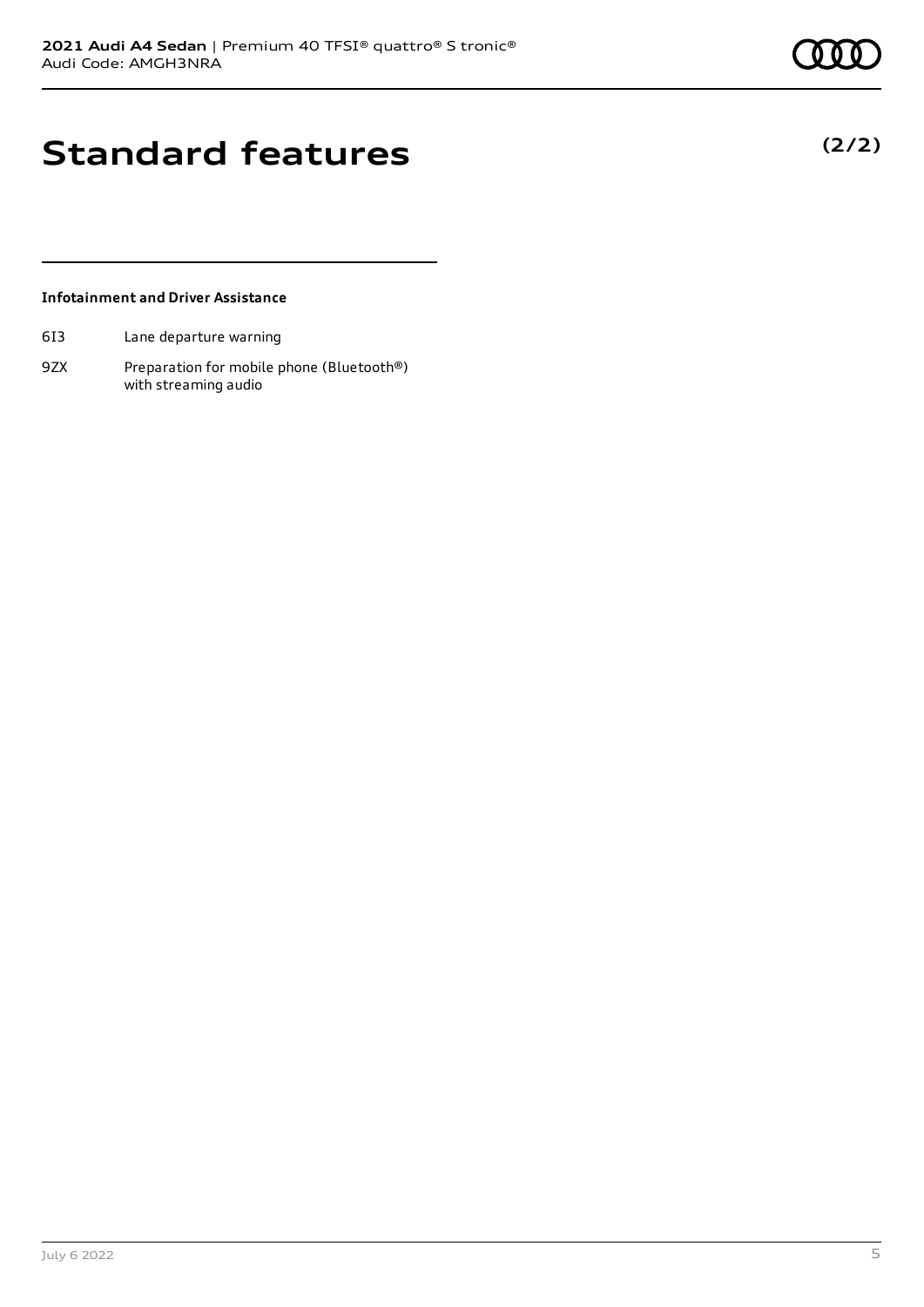# Standard features

**(2/2)**

### Infotainment and Driver Assistance

| | |
|---|---|
| 6I3 | Lane departure warning |
| 9ZX | Preparation for mobile phone (Bluetooth®) with streaming audio |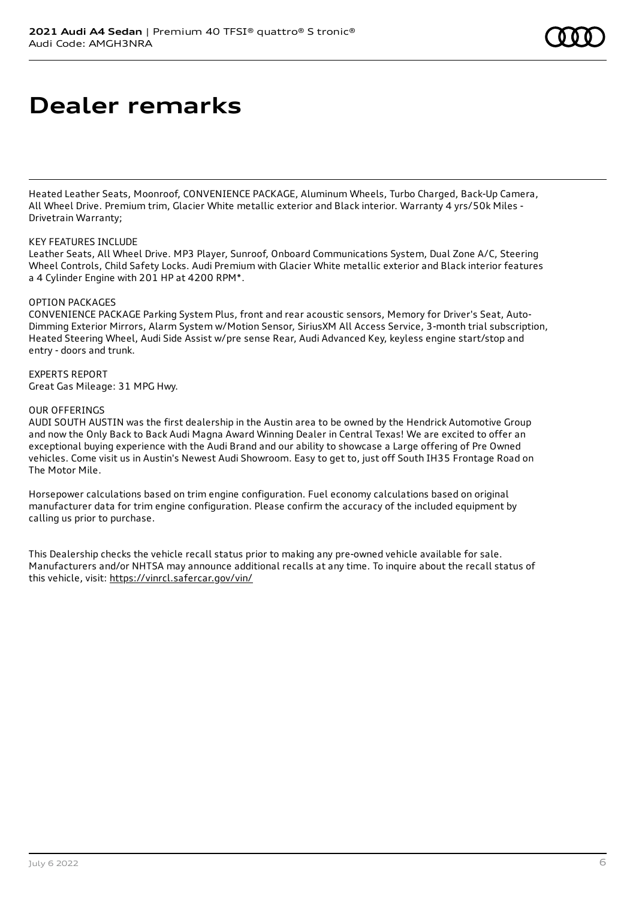# Dealer remarks

Heated Leather Seats, Moonroof, CONVENIENCE PACKAGE, Aluminum Wheels, Turbo Charged, Back-Up Camera, All Wheel Drive. Premium trim, Glacier White metallic exterior and Black interior. Warranty 4 yrs/50k Miles - Drivetrain Warranty;

KEY FEATURES INCLUDE
Leather Seats, All Wheel Drive. MP3 Player, Sunroof, Onboard Communications System, Dual Zone A/C, Steering Wheel Controls, Child Safety Locks. Audi Premium with Glacier White metallic exterior and Black interior features a 4 Cylinder Engine with 201 HP at 4200 RPM*.

OPTION PACKAGES
CONVENIENCE PACKAGE Parking System Plus, front and rear acoustic sensors, Memory for Driver's Seat, Auto-Dimming Exterior Mirrors, Alarm System w/Motion Sensor, SiriusXM All Access Service, 3-month trial subscription, Heated Steering Wheel, Audi Side Assist w/pre sense Rear, Audi Advanced Key, keyless engine start/stop and entry - doors and trunk.

EXPERTS REPORT
Great Gas Mileage: 31 MPG Hwy.

OUR OFFERINGS
AUDI SOUTH AUSTIN was the first dealership in the Austin area to be owned by the Hendrick Automotive Group and now the Only Back to Back Audi Magna Award Winning Dealer in Central Texas! We are excited to offer an exceptional buying experience with the Audi Brand and our ability to showcase a Large offering of Pre Owned vehicles. Come visit us in Austin's Newest Audi Showroom. Easy to get to, just off South IH35 Frontage Road on The Motor Mile.

Horsepower calculations based on trim engine configuration. Fuel economy calculations based on original manufacturer data for trim engine configuration. Please confirm the accuracy of the included equipment by calling us prior to purchase.

This Dealership checks the vehicle recall status prior to making any pre-owned vehicle available for sale. Manufacturers and/or NHTSA may announce additional recalls at any time. To inquire about the recall status of this vehicle, visit: https://vinrcl.safercar.gov/vin/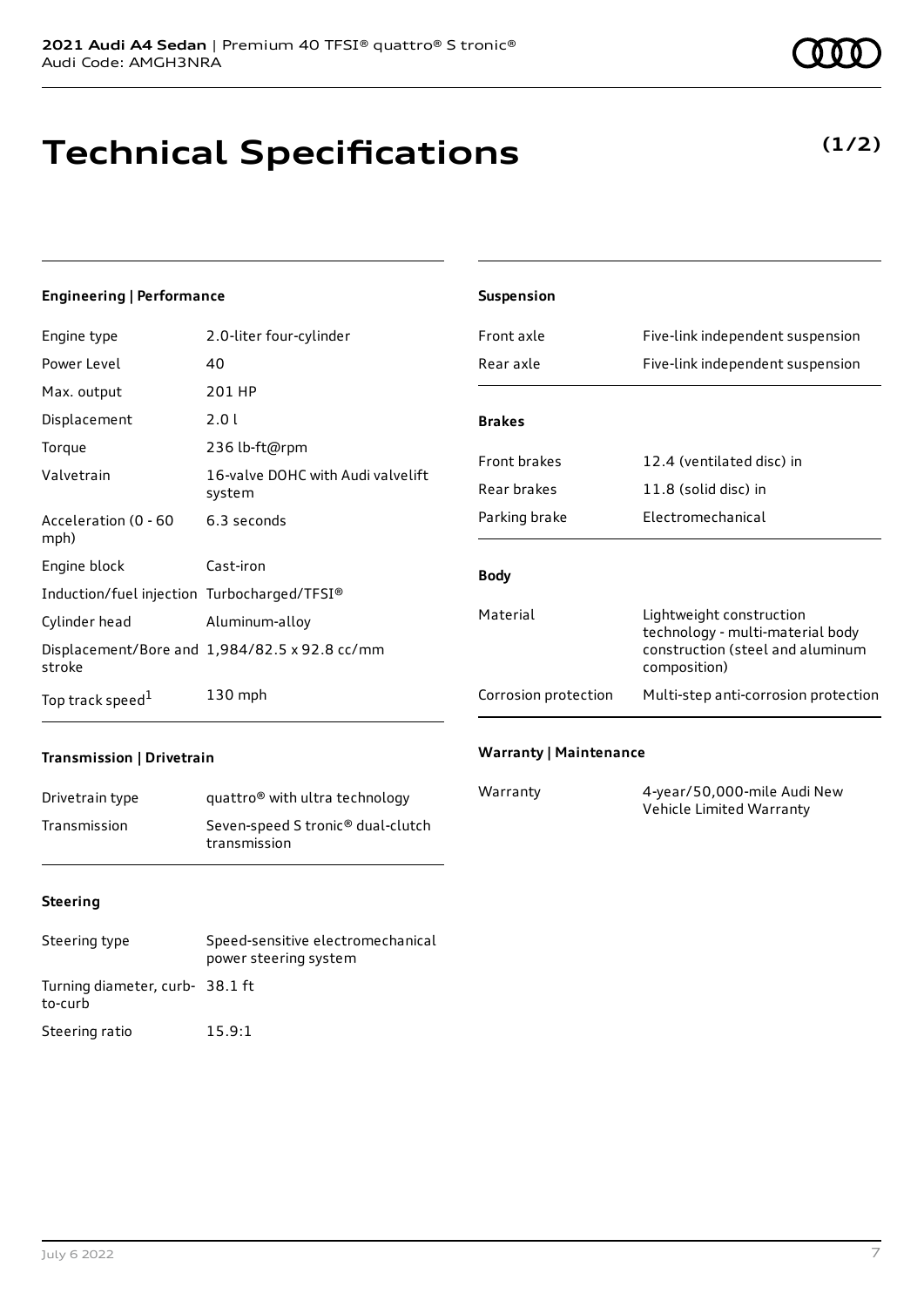**2021 Audi A4 Sedan** | Premium 40 TFSI® quattro® S tronic®
Audi Code: AMGH3NRA

# Technical Specifications

**(1/2)**

### Engineering | Performance

| | |
|---|---|
| Engine type | 2.0-liter four-cylinder |
| Power Level | 40 |
| Max. output | 201 HP |
| Displacement | 2.0 l |
| Torque | 236 lb-ft@rpm |
| Valvetrain | 16-valve DOHC with Audi valvelift system |
| Acceleration (0 - 60 mph) | 6.3 seconds |
| Engine block | Cast-iron |
| Induction/fuel injection | Turbocharged/TFSI® |
| Cylinder head | Aluminum-alloy |
| Displacement/Bore and stroke | 1,984/82.5 x 92.8 cc/mm |
| Top track speed[1] | 130 mph |

### Transmission | Drivetrain

| | |
|---|---|
| Drivetrain type | quattro® with ultra technology |
| Transmission | Seven-speed S tronic® dual-clutch transmission |

### Steering

| | |
|---|---|
| Steering type | Speed-sensitive electromechanical power steering system |
| Turning diameter, curb-to-curb | 38.1 ft |
| Steering ratio | 15.9:1 |

### Suspension

| | |
|---|---|
| Front axle | Five-link independent suspension |
| Rear axle | Five-link independent suspension |

### Brakes

| | |
|---|---|
| Front brakes | 12.4 (ventilated disc) in |
| Rear brakes | 11.8 (solid disc) in |
| Parking brake | Electromechanical |

### Body

| | |
|---|---|
| Material | Lightweight construction technology - multi-material body construction (steel and aluminum composition) |
| Corrosion protection | Multi-step anti-corrosion protection |

### Warranty | Maintenance

| | |
|---|---|
| Warranty | 4-year/50,000-mile Audi New Vehicle Limited Warranty |

July 6 2022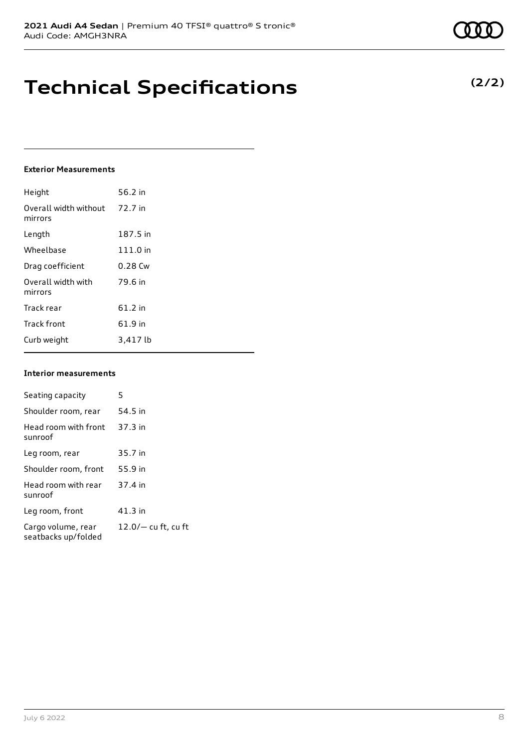# Technical Specifications

**(2/2)**

### Exterior Measurements

| | |
|---|---|
| Height | 56.2 in |
| Overall width without mirrors | 72.7 in |
| Length | 187.5 in |
| Wheelbase | 111.0 in |
| Drag coefficient | 0.28 Cw |
| Overall width with mirrors | 79.6 in |
| Track rear | 61.2 in |
| Track front | 61.9 in |
| Curb weight | 3,417 lb |

### Interior measurements

| | |
|---|---|
| Seating capacity | 5 |
| Shoulder room, rear | 54.5 in |
| Head room with front sunroof | 37.3 in |
| Leg room, rear | 35.7 in |
| Shoulder room, front | 55.9 in |
| Head room with rear sunroof | 37.4 in |
| Leg room, front | 41.3 in |
| Cargo volume, rear seatbacks up/folded | 12.0/— cu ft, cu ft |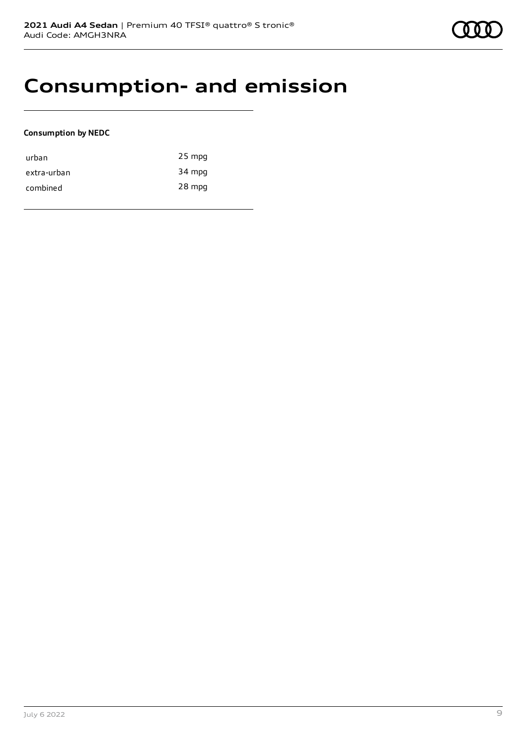# Consumption- and emission

**Consumption by NEDC**

| | |
|---|---|
| urban | 25 mpg |
| extra-urban | 34 mpg |
| combined | 28 mpg |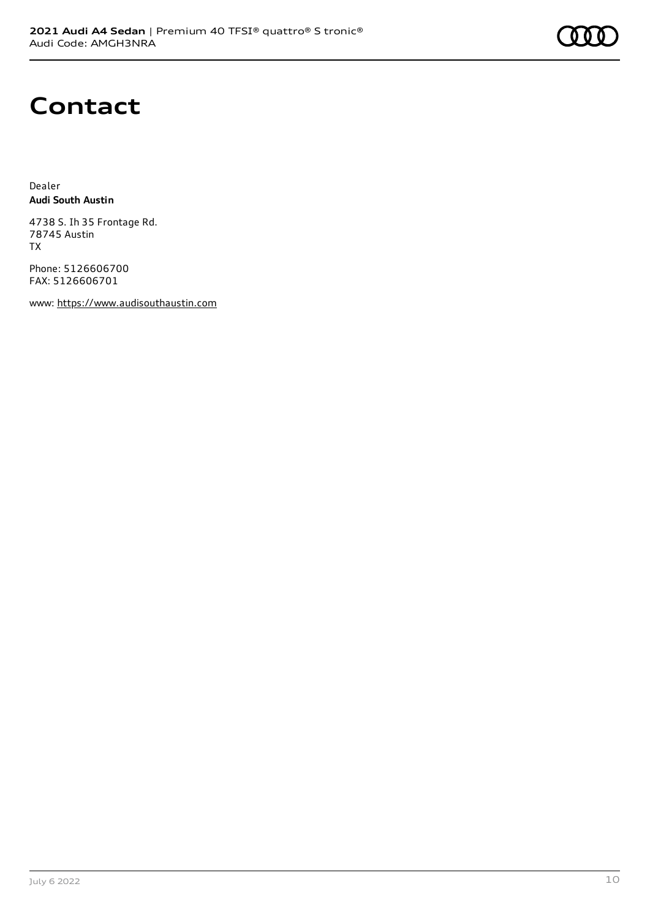# Contact

Dealer
**Audi South Austin**

4738 S. Ih 35 Frontage Rd.
78745 Austin
TX

Phone: 5126606700
FAX: 5126606701

www: https://www.audisouthaustin.com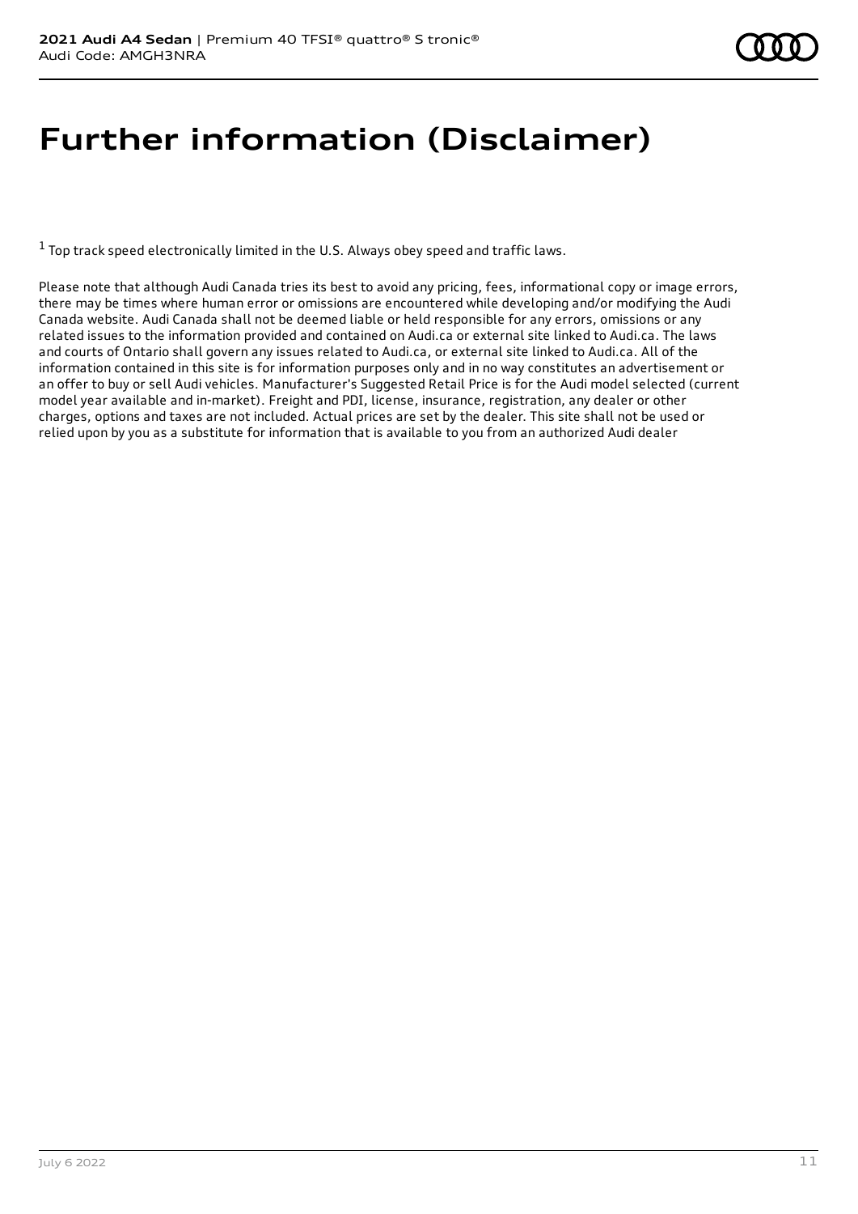# Further information (Disclaimer)

[1] Top track speed electronically limited in the U.S. Always obey speed and traffic laws.

Please note that although Audi Canada tries its best to avoid any pricing, fees, informational copy or image errors, there may be times where human error or omissions are encountered while developing and/or modifying the Audi Canada website. Audi Canada shall not be deemed liable or held responsible for any errors, omissions or any related issues to the information provided and contained on Audi.ca or external site linked to Audi.ca. The laws and courts of Ontario shall govern any issues related to Audi.ca, or external site linked to Audi.ca. All of the information contained in this site is for information purposes only and in no way constitutes an advertisement or an offer to buy or sell Audi vehicles. Manufacturer's Suggested Retail Price is for the Audi model selected (current model year available and in-market). Freight and PDI, license, insurance, registration, any dealer or other charges, options and taxes are not included. Actual prices are set by the dealer. This site shall not be used or relied upon by you as a substitute for information that is available to you from an authorized Audi dealer